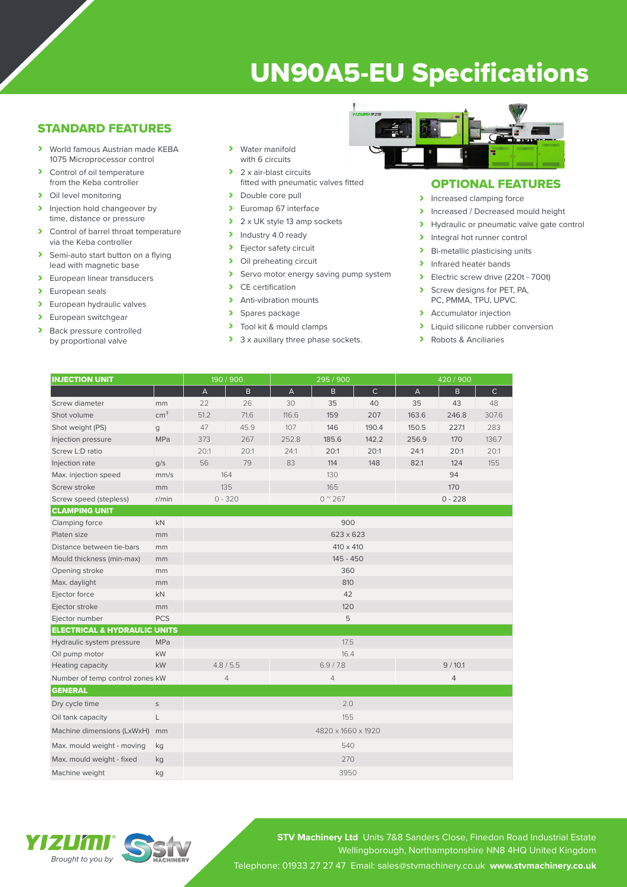# UN90A5-EU Specifications

## STANDARD FEATURES

- World famous Austrian made KEBA 1075 Microprocessor control
- Control of oil temperature from the Keba controller
- Oil level monitoring
- Injection hold changeover by time, distance or pressure
- Control of barrel throat temperature via the Keba controller
- Semi-auto start button on a flying lead with magnetic base
- European linear transducers
- European seals
- European hydraulic valves
- European switchgear
- Back pressure controlled by proportional valve
- Water manifold with 6 circuits
- 2 x air-blast circuits fitted with pneumatic valves fitted
- Double core pull
- Euromap 67 interface
- 2 x UK style 13 amp sockets
- Industry 4.0 ready
- Ejector safety circuit
- Oil preheating circuit
- Servo motor energy saving pump system
- CE certification
- Anti-vibration mounts
- Spares package
- Tool kit & mould clamps
- 3 x auxillary three phase sockets.

## OPTIONAL FEATURES

- Increased clamping force
- Increased / Decreased mould height
- Hydraulic or pneumatic valve gate control
- Integral hot runner control
- Bi-metallic plasticising units
- Infrared heater bands
- Electric screw drive (220t - 700t)
- Screw designs for PET, PA, PC, PMMA, TPU, UPVC.
- Accumulator injection
- Liquid silicone rubber conversion
- Robots & Anciliaries

| INJECTION UNIT | | 190 / 900 | | 295 / 900 | | | 420 / 900 | | |
|---|---|---|---|---|---|---|---|---|---|
| | | A | B | A | B | C | A | B | C |
| Screw diameter | mm | 22 | 26 | 30 | 35 | 40 | 35 | 43 | 48 |
| Shot volume | $cm^3$ | 51.2 | 71.6 | 116.6 | 159 | 207 | 163.6 | 246.8 | 307.6 |
| Shot weight (PS) | g | 47 | 45.9 | 107 | 146 | 190.4 | 150.5 | 227.1 | 283 |
| Injection pressure | MPa | 373 | 267 | 252.8 | 185.6 | 142.2 | 256.9 | 170 | 136.7 |
| Screw L:D ratio | | 20:1 | 20:1 | 24:1 | 20:1 | 20:1 | 24:1 | 20:1 | 20:1 |
| Injection rate | g/s | 56 | 79 | 83 | 114 | 148 | 82.1 | 124 | 155 |
| Max. injection speed | mm/s | 164 | | 130 | | | 94 | | |
| Screw stroke | mm | 135 | | 165 | | | 170 | | |
| Screw speed (stepless) | r/min | 0 - 320 | | 0 ~ 267 | | | 0 - 228 | | |
| **CLAMPING UNIT** | | | | | | | | | |
| Clamping force | kN | 900 | | | | | | | |
| Platen size | mm | 623 x 623 | | | | | | | |
| Distance between tie-bars | mm | 410 x 410 | | | | | | | |
| Mould thickness (min-max) | mm | 145 - 450 | | | | | | | |
| Opening stroke | mm | 360 | | | | | | | |
| Max. daylight | mm | 810 | | | | | | | |
| Ejector force | kN | 42 | | | | | | | |
| Ejector stroke | mm | 120 | | | | | | | |
| Ejector number | PCS | 5 | | | | | | | |
| **ELECTRICAL & HYDRAULIC UNITS** | | | | | | | | | |
| Hydraulic system pressure | MPa | 17.5 | | | | | | | |
| Oil pump motor | kW | 16.4 | | | | | | | |
| Heating capacity | kW | 4.8 / 5.5 | | 6.9 / 7.8 | | | 9 / 10.1 | | |
| Number of temp control zones | kW | 4 | | 4 | | | 4 | | |
| **GENERAL** | | | | | | | | | |
| Dry cycle time | s | 2.0 | | | | | | | |
| Oil tank capacity | L | 155 | | | | | | | |
| Machine dimensions (LxWxH) | mm | 4820 x 1660 x 1920 | | | | | | | |
| Max. mould weight - moving | kg | 540 | | | | | | | |
| Max. mould weight - fixed | kg | 270 | | | | | | | |
| Machine weight | kg | 3950 | | | | | | | |

YIZUMI® Brought to you by STV Machinery

**STV Machinery Ltd** Units 7&8 Sanders Close, Finedon Road Industrial Estate Wellingborough, Northamptonshire NN8 4HQ United Kingdom

Telephone: 01933 27 27 47 Email: sales@stvmachinery.co.uk **www.stvmachinery.co.uk**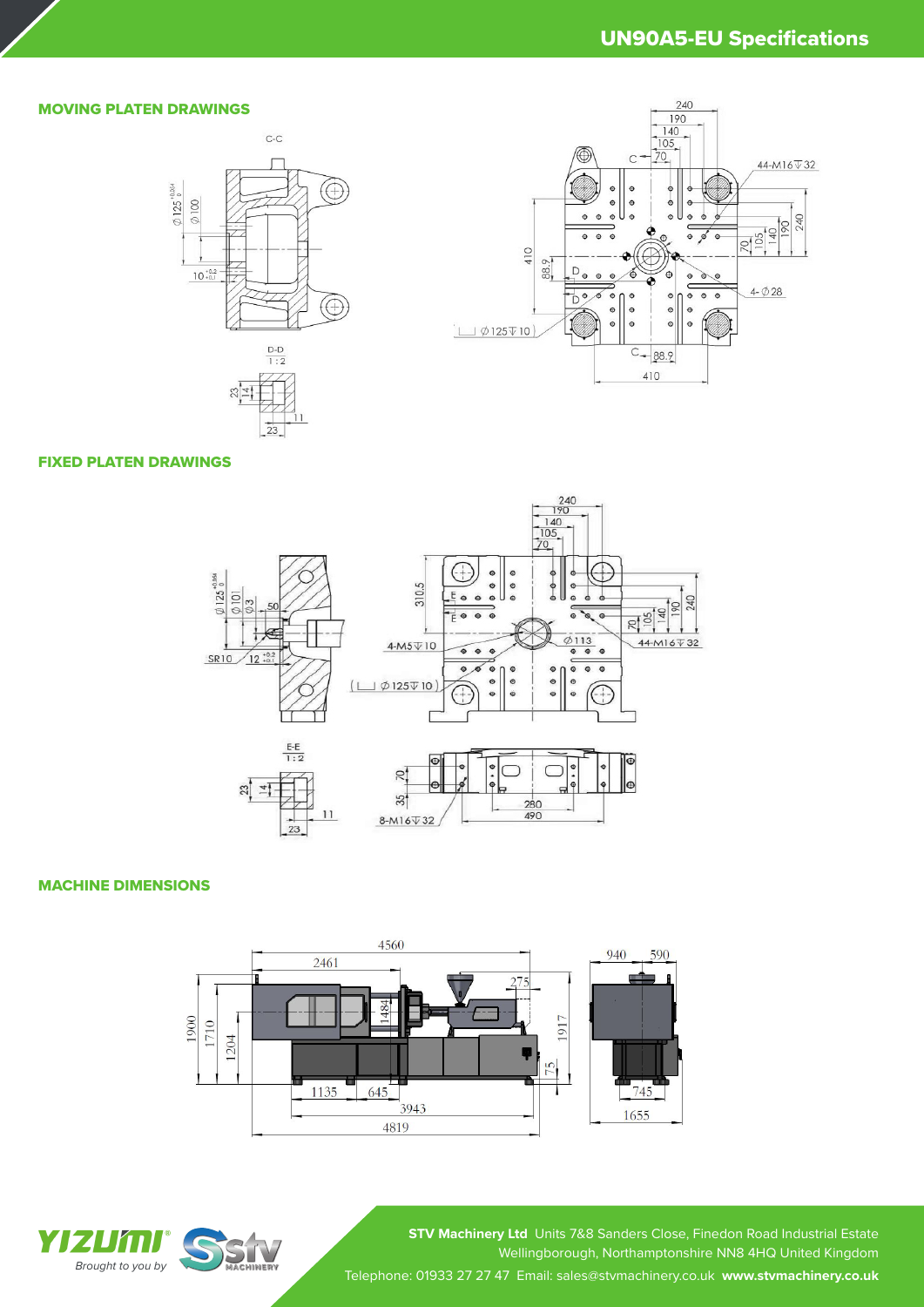## MOVING PLATEN DRAWINGS

C-C

$\varnothing 125^{+0.054}_{0}$

$\varnothing 100$

$10^{+0.2}_{+0.1}$

D-D
1:2

23
14
23
11

240
190
140
105
70
C
44-M16⩔32
410
88.9
D
D
240
190
140
105
70
4-Ø28
Ø125⩔10
C
88.9
410

## FIXED PLATEN DRAWINGS

240
190
140
105
70

$\varnothing 125^{+0.054}_{0}$

Ø101
Ø3
50
SR10
$12^{+0.2}_{+0.1}$

310.5
E
E
4-M5⩔10
Ø113
44-M16⩔32
240
190
140
105
70
Ø125⩔10

E-E
1:2

23
14
23
11

70
35
8-M16⩔32
280
490

## MACHINE DIMENSIONS

4560
2461
275
1900
1710
1204
1484
1917
75
1135
645
3943
4819

940
590
745
1655

**STV Machinery Ltd** Units 7&8 Sanders Close, Finedon Road Industrial Estate
Wellingborough, Northamptonshire NN8 4HQ United Kingdom
Telephone: 01933 27 27 47 Email: sales@stvmachinery.co.uk **www.stvmachinery.co.uk**

YIZUMI
*Brought to you by*
STV MACHINERY